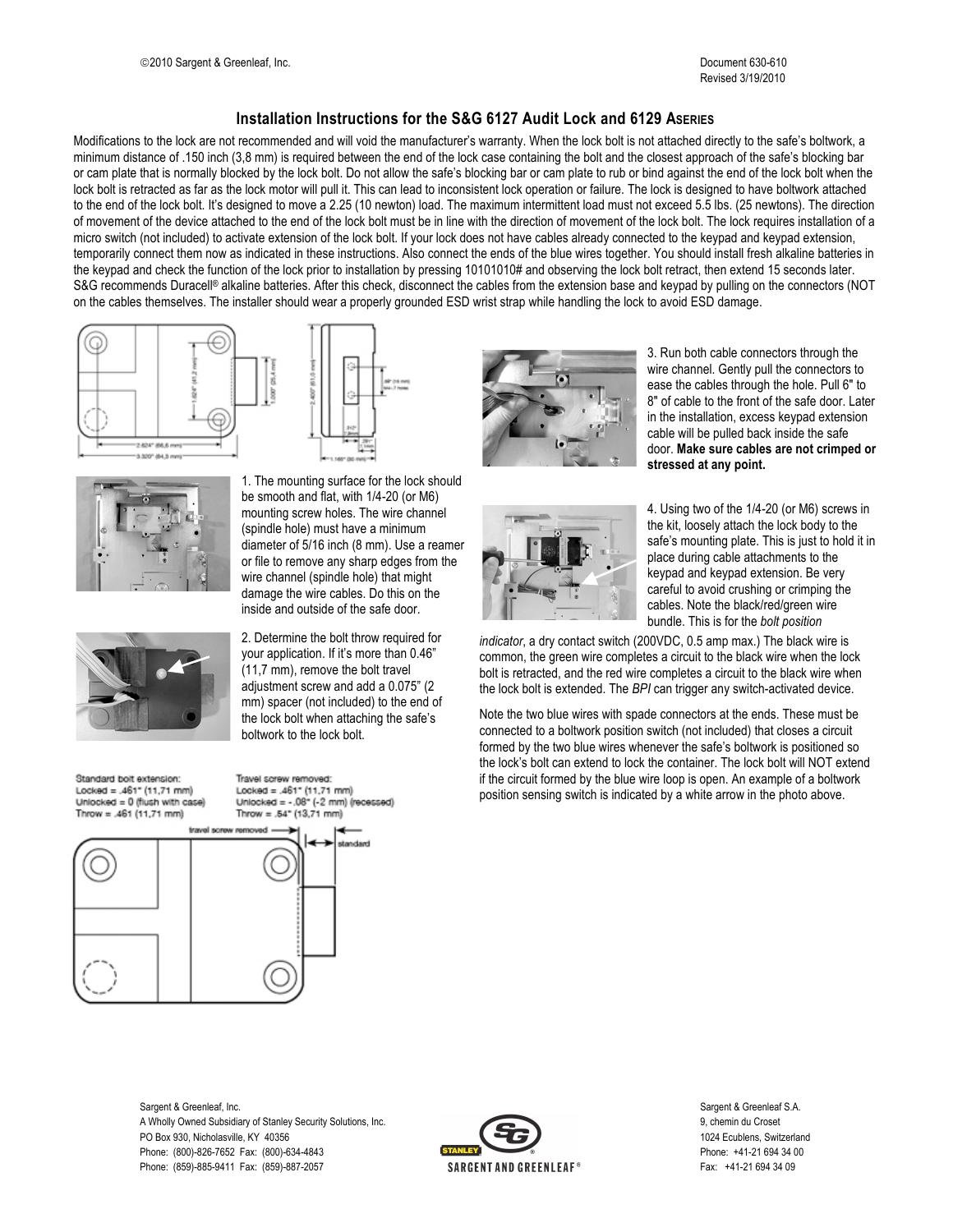## Installation Instructions for the S&G 6127 Audit Lock and 6129 A SERIES

Modifications to the lock are not recommended and will void the manufacturer's warranty. When the lock bolt is not attached directly to the safe's boltwork, a minimum distance of .150 inch (3,8 mm) is required between the end of the lock case containing the bolt and the closest approach of the safe's blocking bar or cam plate that is normally blocked by the lock bolt. Do not allow the safe's blocking bar or cam plate to rub or bind against the end of the lock bolt when the lock bolt is retracted as far as the lock motor will pull it. This can lead to inconsistent lock operation or failure. The lock is designed to have boltwork attached to the end of the lock bolt. It's designed to move a 2.25 (10 newton) load. The maximum intermittent load must not exceed 5.5 lbs. (25 newtons). The direction of movement of the device attached to the end of the lock bolt must be in line with the direction of movement of the lock bolt. The lock requires installation of a micro switch (not included) to activate extension of the lock bolt. If your lock does not have cables already connected to the keypad and keypad extension, temporarily connect them now as indicated in these instructions. Also connect the ends of the blue wires together. You should install fresh alkaline batteries in the keypad and check the function of the lock prior to installation by pressing 10101010# and observing the lock bolt retract, then extend 15 seconds later. S&G recommends Duracell® alkaline batteries. After this check, disconnect the cables from the extension base and keypad by pulling on the connectors (NOT on the cables themselves. The installer should wear a properly grounded ESD wrist strap while handling the lock to avoid ESD damage.

1. The mounting surface for the lock should be smooth and flat, with 1/4-20 (or M6) mounting screw holes. The wire channel (spindle hole) must have a minimum diameter of 5/16 inch (8 mm). Use a reamer or file to remove any sharp edges from the wire channel (spindle hole) that might damage the wire cables. Do this on the inside and outside of the safe door.

2. Determine the bolt throw required for your application. If it's more than 0.46" (11,7 mm), remove the bolt travel adjustment screw and add a 0.075" (2 mm) spacer (not included) to the end of the lock bolt when attaching the safe's boltwork to the lock bolt.

Standard bolt extension:
Locked = .461" (11,71 mm)
Unlocked = 0 (flush with case)
Throw = .461 (11,71 mm)

Travel screw removed:
Locked = .461" (11,71 mm)
Unlocked = -.08" (-2 mm) (recessed)
Throw = .54" (13,71 mm)

3. Run both cable connectors through the wire channel. Gently pull the connectors to ease the cables through the hole. Pull 6" to 8" of cable to the front of the safe door. Later in the installation, excess keypad extension cable will be pulled back inside the safe door. **Make sure cables are not crimped or stressed at any point.**

4. Using two of the 1/4-20 (or M6) screws in the kit, loosely attach the lock body to the safe's mounting plate. This is just to hold it in place during cable attachments to the keypad and keypad extension. Be very careful to avoid crushing or crimping the cables. Note the black/red/green wire bundle. This is for the *bolt position indicator*, a dry contact switch (200VDC, 0.5 amp max.) The black wire is common, the green wire completes a circuit to the black wire when the lock bolt is retracted, and the red wire completes a circuit to the black wire when the lock bolt is extended. The *BPI* can trigger any switch-activated device.

Note the two blue wires with spade connectors at the ends. These must be connected to a boltwork position switch (not included) that closes a circuit formed by the two blue wires whenever the safe's boltwork is positioned so the lock's bolt can extend to lock the container. The lock bolt will NOT extend if the circuit formed by the blue wire loop is open. An example of a boltwork position sensing switch is indicated by a white arrow in the photo above.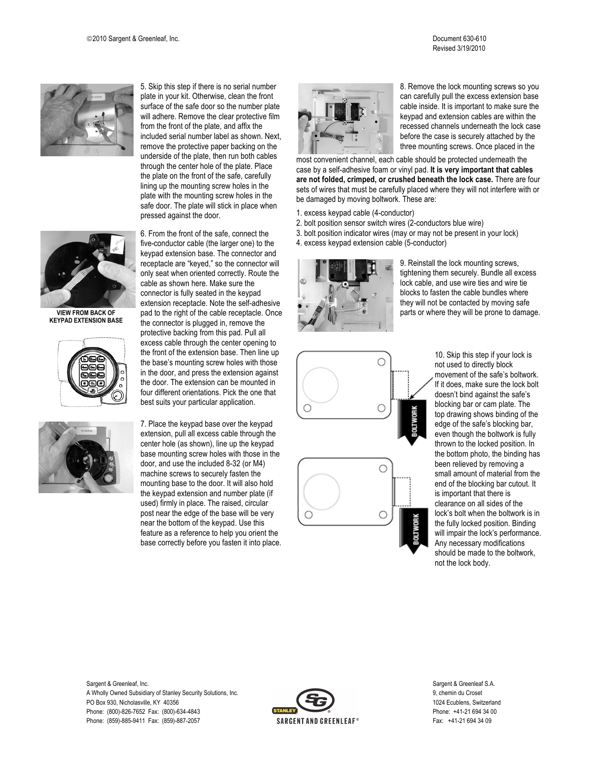5. Skip this step if there is no serial number plate in your kit. Otherwise, clean the front surface of the safe door so the number plate will adhere. Remove the clear protective film from the front of the plate, and affix the included serial number label as shown. Next, remove the protective paper backing on the underside of the plate, then run both cables through the center hole of the plate. Place the plate on the front of the safe, carefully lining up the mounting screw holes in the plate with the mounting screw holes in the safe door. The plate will stick in place when pressed against the door.

VIEW FROM BACK OF KEYPAD EXTENSION BASE

6. From the front of the safe, connect the five-conductor cable (the larger one) to the keypad extension base. The connector and receptacle are "keyed," so the connector will only seat when oriented correctly. Route the cable as shown here. Make sure the connector is fully seated in the keypad extension receptacle. Note the self-adhesive pad to the right of the cable receptacle. Once the connector is plugged in, remove the protective backing from this pad. Pull all excess cable through the center opening to the front of the extension base. Then line up the base's mounting screw holes with those in the door, and press the extension against the door. The extension can be mounted in four different orientations. Pick the one that best suits your particular application.

7. Place the keypad base over the keypad extension, pull all excess cable through the center hole (as shown), line up the keypad base mounting screw holes with those in the door, and use the included 8-32 (or M4) machine screws to securely fasten the mounting base to the door. It will also hold the keypad extension and number plate (if used) firmly in place. The raised, circular post near the edge of the base will be very near the bottom of the keypad. Use this feature as a reference to help you orient the base correctly before you fasten it into place.

8. Remove the lock mounting screws so you can carefully pull the excess extension base cable inside. It is important to make sure the keypad and extension cables are within the recessed channels underneath the lock case before the case is securely attached by the three mounting screws. Once placed in the most convenient channel, each cable should be protected underneath the case by a self-adhesive foam or vinyl pad. **It is very important that cables are not folded, crimped, or crushed beneath the lock case.** There are four sets of wires that must be carefully placed where they will not interfere with or be damaged by moving boltwork. These are:

1. excess keypad cable (4-conductor)
2. bolt position sensor switch wires (2-conductors blue wire)
3. bolt position indicator wires (may or may not be present in your lock)
4. excess keypad extension cable (5-conductor)

9. Reinstall the lock mounting screws, tightening them securely. Bundle all excess lock cable, and use wire ties and wire tie blocks to fasten the cable bundles where they will not be contacted by moving safe parts or where they will be prone to damage.

10. Skip this step if your lock is not used to directly block movement of the safe's boltwork. If it does, make sure the lock bolt doesn't bind against the safe's blocking bar or cam plate. The top drawing shows binding of the edge of the safe's blocking bar, even though the boltwork is fully thrown to the locked position. In the bottom photo, the binding has been relieved by removing a small amount of material from the end of the blocking bar cutout. It is important that there is clearance on all sides of the lock's bolt when the boltwork is in the fully locked position. Binding will impair the lock's performance. Any necessary modifications should be made to the boltwork, not the lock body.

BOLTWORK

BOLTWORK

Sargent & Greenleaf, Inc.
A Wholly Owned Subsidiary of Stanley Security Solutions, Inc.
PO Box 930, Nicholasville, KY 40356
Phone: (800)-826-7652 Fax: (800)-634-4843
Phone: (859)-885-9411 Fax: (859)-887-2057

Sargent & Greenleaf S.A.
9, chemin du Croset
1024 Ecublens, Switzerland
Phone: +41-21 694 34 00
Fax: +41-21 694 34 09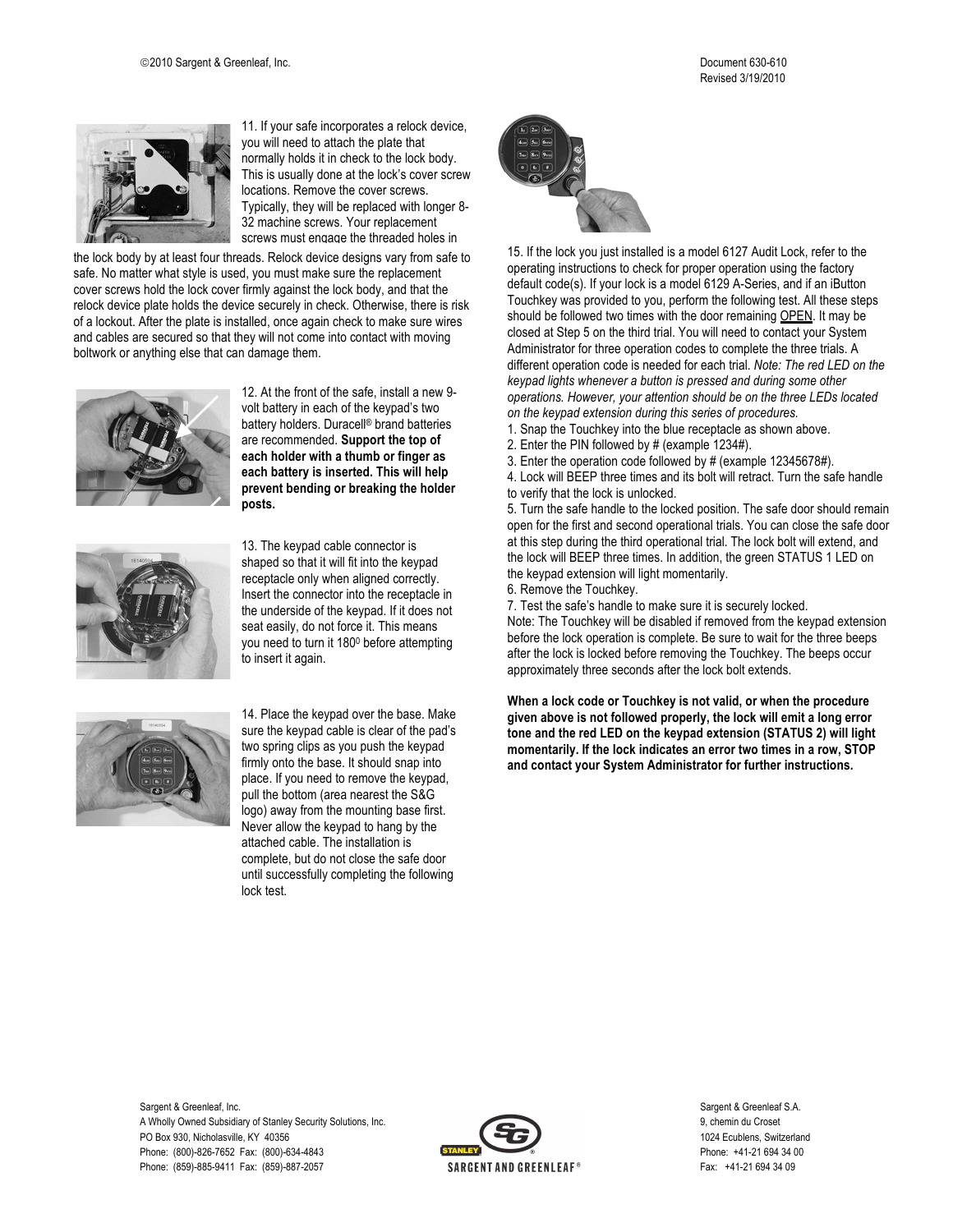11. If your safe incorporates a relock device, you will need to attach the plate that normally holds it in check to the lock body. This is usually done at the lock's cover screw locations. Remove the cover screws. Typically, they will be replaced with longer 8-32 machine screws. Your replacement screws must engage the threaded holes in the lock body by at least four threads. Relock device designs vary from safe to safe. No matter what style is used, you must make sure the replacement cover screws hold the lock cover firmly against the lock body, and that the relock device plate holds the device securely in check. Otherwise, there is risk of a lockout. After the plate is installed, once again check to make sure wires and cables are secured so that they will not come into contact with moving boltwork or anything else that can damage them.

12. At the front of the safe, install a new 9-volt battery in each of the keypad's two battery holders. Duracell® brand batteries are recommended. **Support the top of each holder with a thumb or finger as each battery is inserted. This will help prevent bending or breaking the holder posts.**

13. The keypad cable connector is shaped so that it will fit into the keypad receptacle only when aligned correctly. Insert the connector into the receptacle in the underside of the keypad. If it does not seat easily, do not force it. This means you need to turn it 180° before attempting to insert it again.

14. Place the keypad over the base. Make sure the keypad cable is clear of the pad's two spring clips as you push the keypad firmly onto the base. It should snap into place. If you need to remove the keypad, pull the bottom (area nearest the S&G logo) away from the mounting base first. Never allow the keypad to hang by the attached cable. The installation is complete, but do not close the safe door until successfully completing the following lock test.

15. If the lock you just installed is a model 6127 Audit Lock, refer to the operating instructions to check for proper operation using the factory default code(s). If your lock is a model 6129 A-Series, and if an iButton Touchkey was provided to you, perform the following test. All these steps should be followed two times with the door remaining OPEN. It may be closed at Step 5 on the third trial. You will need to contact your System Administrator for three operation codes to complete the three trials. A different operation code is needed for each trial. *Note: The red LED on the keypad lights whenever a button is pressed and during some other operations. However, your attention should be on the three LEDs located on the keypad extension during this series of procedures.*

1. Snap the Touchkey into the blue receptacle as shown above.
2. Enter the PIN followed by # (example 1234#).
3. Enter the operation code followed by # (example 12345678#).
4. Lock will BEEP three times and its bolt will retract. Turn the safe handle to verify that the lock is unlocked.
5. Turn the safe handle to the locked position. The safe door should remain open for the first and second operational trials. You can close the safe door at this step during the third operational trial. The lock bolt will extend, and the lock will BEEP three times. In addition, the green STATUS 1 LED on the keypad extension will light momentarily.
6. Remove the Touchkey.
7. Test the safe's handle to make sure it is securely locked.

Note: The Touchkey will be disabled if removed from the keypad extension before the lock operation is complete. Be sure to wait for the three beeps after the lock is locked before removing the Touchkey. The beeps occur approximately three seconds after the lock bolt extends.

**When a lock code or Touchkey is not valid, or when the procedure given above is not followed properly, the lock will emit a long error tone and the red LED on the keypad extension (STATUS 2) will light momentarily. If the lock indicates an error two times in a row, STOP and contact your System Administrator for further instructions.**

Sargent & Greenleaf, Inc.
A Wholly Owned Subsidiary of Stanley Security Solutions, Inc.
PO Box 930, Nicholasville, KY 40356
Phone: (800)-826-7652 Fax: (800)-634-4843
Phone: (859)-885-9411 Fax: (859)-887-2057

Sargent & Greenleaf S.A.
9, chemin du Croset
1024 Ecublens, Switzerland
Phone: +41-21 694 34 00
Fax: +41-21 694 34 09